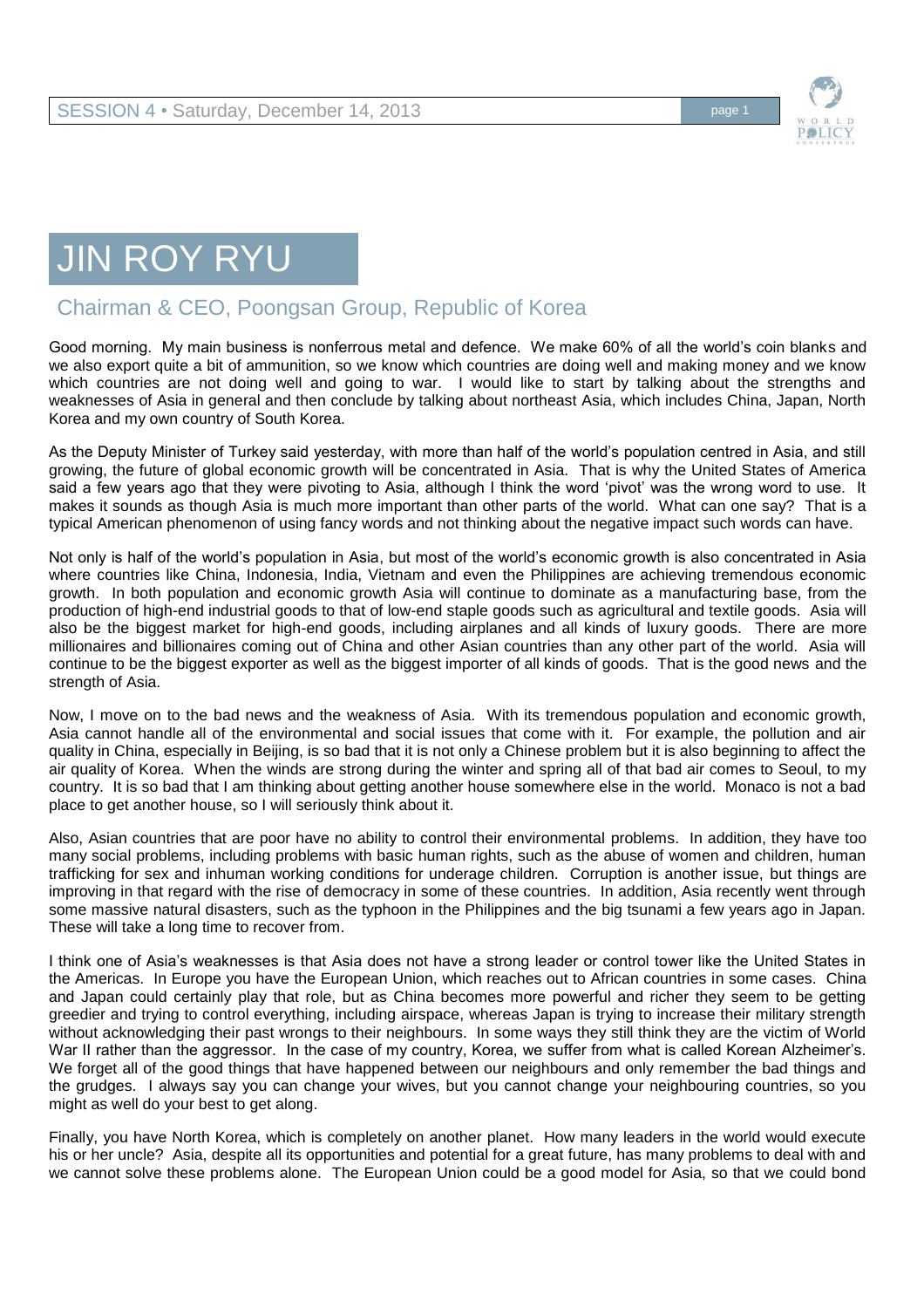# JIN ROY RYU

## Chairman & CEO, Poongsan Group, Republic of Korea

Good morning. My main business is nonferrous metal and defence. We make 60% of all the world's coin blanks and we also export quite a bit of ammunition, so we know which countries are doing well and making money and we know which countries are not doing well and going to war. I would like to start by talking about the strengths and weaknesses of Asia in general and then conclude by talking about northeast Asia, which includes China, Japan, North Korea and my own country of South Korea.

As the Deputy Minister of Turkey said yesterday, with more than half of the world's population centred in Asia, and still growing, the future of global economic growth will be concentrated in Asia. That is why the United States of America said a few years ago that they were pivoting to Asia, although I think the word 'pivot' was the wrong word to use. It makes it sounds as though Asia is much more important than other parts of the world. What can one say? That is a typical American phenomenon of using fancy words and not thinking about the negative impact such words can have.

Not only is half of the world's population in Asia, but most of the world's economic growth is also concentrated in Asia where countries like China, Indonesia, India, Vietnam and even the Philippines are achieving tremendous economic growth. In both population and economic growth Asia will continue to dominate as a manufacturing base, from the production of high-end industrial goods to that of low-end staple goods such as agricultural and textile goods. Asia will also be the biggest market for high-end goods, including airplanes and all kinds of luxury goods. There are more millionaires and billionaires coming out of China and other Asian countries than any other part of the world. Asia will continue to be the biggest exporter as well as the biggest importer of all kinds of goods. That is the good news and the strength of Asia.

Now, I move on to the bad news and the weakness of Asia. With its tremendous population and economic growth, Asia cannot handle all of the environmental and social issues that come with it. For example, the pollution and air quality in China, especially in Beijing, is so bad that it is not only a Chinese problem but it is also beginning to affect the air quality of Korea. When the winds are strong during the winter and spring all of that bad air comes to Seoul, to my country. It is so bad that I am thinking about getting another house somewhere else in the world. Monaco is not a bad place to get another house, so I will seriously think about it.

Also, Asian countries that are poor have no ability to control their environmental problems. In addition, they have too many social problems, including problems with basic human rights, such as the abuse of women and children, human trafficking for sex and inhuman working conditions for underage children. Corruption is another issue, but things are improving in that regard with the rise of democracy in some of these countries. In addition, Asia recently went through some massive natural disasters, such as the typhoon in the Philippines and the big tsunami a few years ago in Japan. These will take a long time to recover from.

I think one of Asia's weaknesses is that Asia does not have a strong leader or control tower like the United States in the Americas. In Europe you have the European Union, which reaches out to African countries in some cases. China and Japan could certainly play that role, but as China becomes more powerful and richer they seem to be getting greedier and trying to control everything, including airspace, whereas Japan is trying to increase their military strength without acknowledging their past wrongs to their neighbours. In some ways they still think they are the victim of World War II rather than the aggressor. In the case of my country, Korea, we suffer from what is called Korean Alzheimer's. We forget all of the good things that have happened between our neighbours and only remember the bad things and the grudges. I always say you can change your wives, but you cannot change your neighbouring countries, so you might as well do your best to get along.

Finally, you have North Korea, which is completely on another planet. How many leaders in the world would execute his or her uncle? Asia, despite all its opportunities and potential for a great future, has many problems to deal with and we cannot solve these problems alone. The European Union could be a good model for Asia, so that we could bond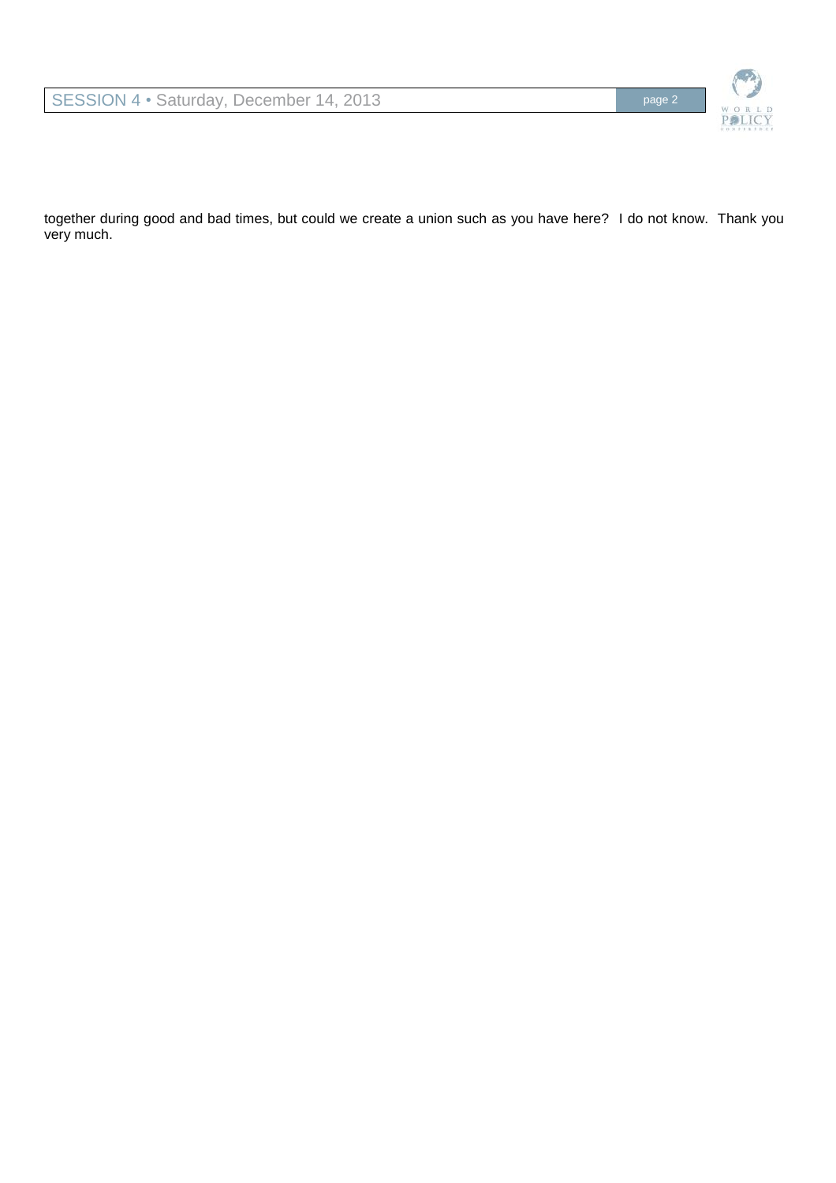together during good and bad times, but could we create a union such as you have here? I do not know. Thank you very much.